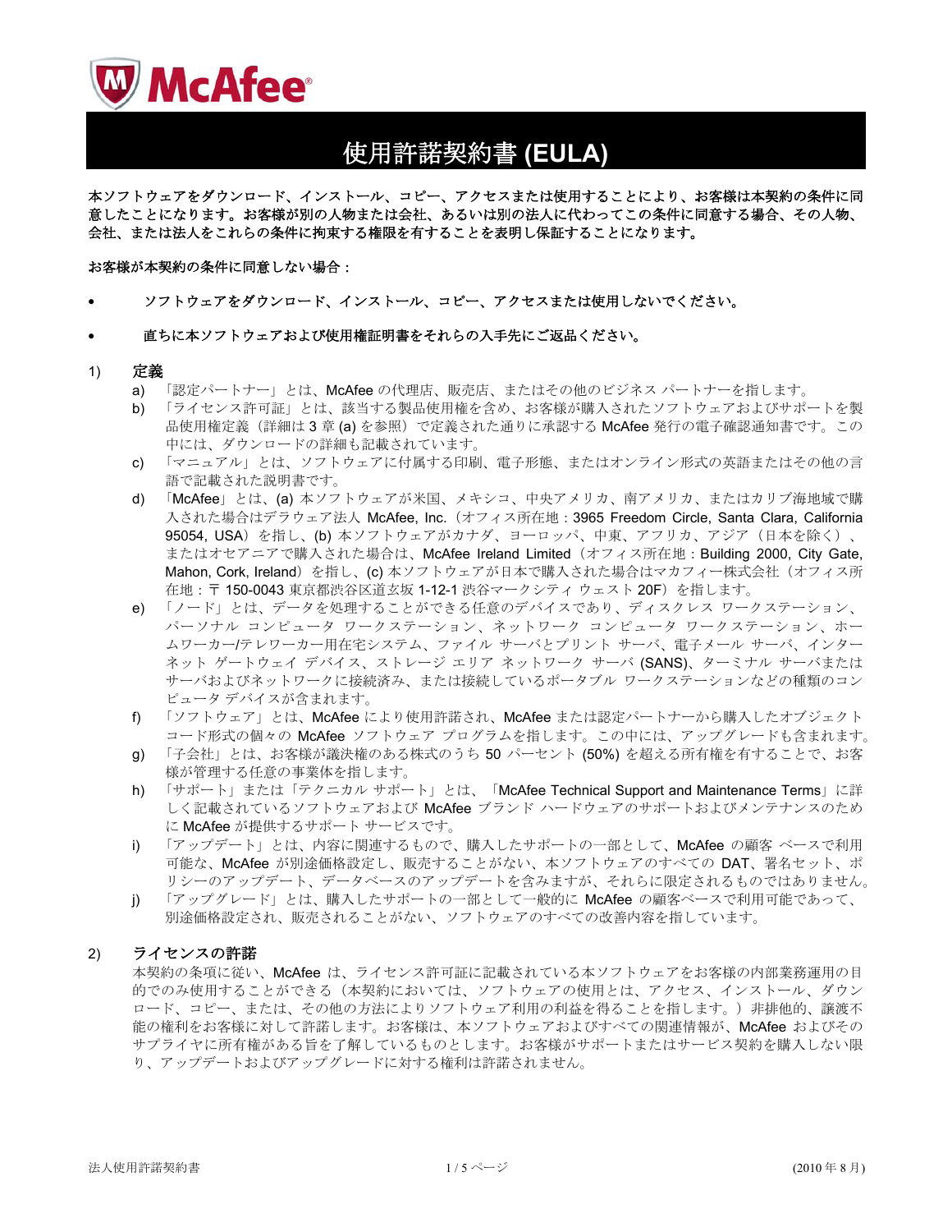# 使用許諾契約書 (EULA)

**本ソフトウェアをダウンロード、インストール、コピー、アクセスまたは使用することにより、お客様は本契約の条件に同意したことになります。お客様が別の人物または会社、あるいは別の法人に代わってこの条件に同意する場合、その人物、会社、または法人をこれらの条件に拘束する権限を有することを表明し保証することになります。**

**お客様が本契約の条件に同意しない場合：**

- **ソフトウェアをダウンロード、インストール、コピー、アクセスまたは使用しないでください。**
- **直ちに本ソフトウェアおよび使用権証明書をそれらの入手先にご返品ください。**

1) **定義**

   a) 「認定パートナー」とは、McAfee の代理店、販売店、またはその他のビジネス パートナーを指します。
   b) 「ライセンス許可証」とは、該当する製品使用権を含め、お客様が購入されたソフトウェアおよびサポートを製品使用権定義（詳細は 3 章 (a) を参照）で定義された通りに承認する McAfee 発行の電子確認通知書です。この中には、ダウンロードの詳細も記載されています。
   c) 「マニュアル」とは、ソフトウェアに付属する印刷、電子形態、またはオンライン形式の英語またはその他の言語で記載された説明書です。
   d) 「McAfee」とは、(a) 本ソフトウェアが米国、メキシコ、中央アメリカ、南アメリカ、またはカリブ海地域で購入された場合はデラウェア法人 McAfee, Inc.（オフィス所在地：3965 Freedom Circle, Santa Clara, California 95054, USA）を指し、(b) 本ソフトウェアがカナダ、ヨーロッパ、中東、アフリカ、アジア（日本を除く）、またはオセアニアで購入された場合は、McAfee Ireland Limited（オフィス所在地：Building 2000, City Gate, Mahon, Cork, Ireland）を指し、(c) 本ソフトウェアが日本で購入された場合はマカフィー株式会社（オフィス所在地：〒 150-0043 東京都渋谷区道玄坂 1-12-1 渋谷マークシティ ウェスト 20F）を指します。
   e) 「ノード」とは、データを処理することができる任意のデバイスであり、ディスクレス ワークステーション、パーソナル コンピュータ ワークステーション、ネットワーク コンピュータ ワークステーション、ホームワーカー/テレワーカー用在宅システム、ファイル サーバとプリント サーバ、電子メール サーバ、インターネット ゲートウェイ デバイス、ストレージ エリア ネットワーク サーバ (SANS)、ターミナル サーバまたはサーバおよびネットワークに接続済み、または接続しているポータブル ワークステーションなどの種類のコンピュータ デバイスが含まれます。
   f) 「ソフトウェア」とは、McAfee により使用許諾され、McAfee または認定パートナーから購入したオブジェクト コード形式の個々の McAfee ソフトウェア プログラムを指します。この中には、アップグレードも含まれます。
   g) 「子会社」とは、お客様が議決権のある株式のうち 50 パーセント (50%) を超える所有権を有することで、お客様が管理する任意の事業体を指します。
   h) 「サポート」または「テクニカル サポート」とは、「McAfee Technical Support and Maintenance Terms」に詳しく記載されているソフトウェアおよび McAfee ブランド ハードウェアのサポートおよびメンテナンスのために McAfee が提供するサポート サービスです。
   i) 「アップデート」とは、内容に関連するもので、購入したサポートの一部として、McAfee の顧客 ベースで利用可能な、McAfee が別途価格設定し、販売することがない、本ソフトウェアのすべての DAT、署名セット、ポリシーのアップデート、データベースのアップデートを含みますが、それらに限定されるものではありません。
   j) 「アップグレード」とは、購入したサポートの一部として一般的に McAfee の顧客ベースで利用可能であって、別途価格設定され、販売されることがない、ソフトウェアのすべての改善内容を指しています。

2) **ライセンスの許諾**

   本契約の条項に従い、McAfee は、ライセンス許可証に記載されている本ソフトウェアをお客様の内部業務運用の目的でのみ使用することができる（本契約においては、ソフトウェアの使用とは、アクセス、インストール、ダウンロード、コピー、または、その他の方法によりソフトウェア利用の利益を得ることを指します。）非排他的、譲渡不能の権利をお客様に対して許諾します。お客様は、本ソフトウェアおよびすべての関連情報が、McAfee およびそのサプライヤに所有権がある旨を了解しているものとします。お客様がサポートまたはサービス契約を購入しない限り、アップデートおよびアップグレードに対する権利は許諾されません。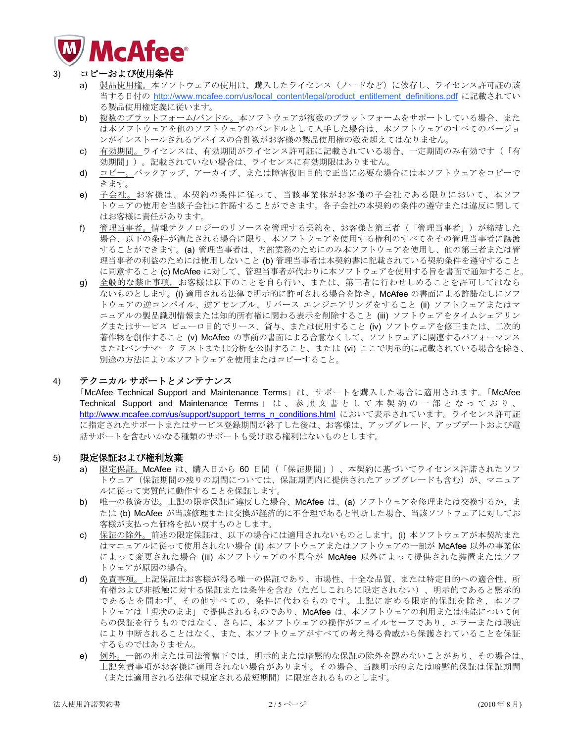## 3) コピーおよび使用条件

a) 製品使用権。本ソフトウェアの使用は、購入したライセンス（ノードなど）に依存し、ライセンス許可証の該当する日付の http://www.mcafee.com/us/local_content/legal/product_entitlement_definitions.pdf に記載されている製品使用権定義に従います。

b) 複数のプラットフォーム/バンドル。本ソフトウェアが複数のプラットフォームをサポートしている場合、または本ソフトウェアを他のソフトウェアのバンドルとして入手した場合は、本ソフトウェアのすべてのバージョンがインストールされるデバイスの合計数がお客様の製品使用権の数を超えてはなりません。

c) 有効期間。ライセンスは、有効期間がライセンス許可証に記載されている場合、一定期間のみ有効です（「有効期間」）。記載されていない場合は、ライセンスに有効期限はありません。

d) コピー。バックアップ、アーカイブ、または障害復旧目的で正当に必要な場合には本ソフトウェアをコピーできます。

e) 子会社。お客様は、本契約の条件に従って、当該事業体がお客様の子会社である限りにおいて、本ソフトウェアの使用を当該子会社に許諾することができます。各子会社の本契約の条件の遵守または違反に関してはお客様に責任があります。

f) 管理当事者。情報テクノロジーのリソースを管理する契約を、お客様と第三者（「管理当事者」）が締結した場合、以下の条件が満たされる場合に限り、本ソフトウェアを使用する権利のすべてをその管理当事者に譲渡することができます。(a) 管理当事者は、内部業務のためにのみ本ソフトウェアを使用し、他の第三者または管理当事者の利益のためには使用しないこと (b) 管理当事者は本契約書に記載されている契約条件を遵守することに同意すること (c) McAfee に対して、管理当事者が代わりに本ソフトウェアを使用する旨を書面で通知すること。

g) 全般的な禁止事項。お客様は以下のことを自ら行い、または、第三者に行わせしめることを許可してはならないものとします。(i) 適用される法律で明示的に許可される場合を除き、McAfee の書面による許諾なしにソフトウェアの逆コンパイル、逆アセンブル、リバース エンジニアリングをすること (ii) ソフトウェアまたはマニュアルの製品識別情報または知的所有権に関わる表示を削除すること (iii) ソフトウェアをタイムシェアリングまたはサービス ビューロ目的でリース、貸与、または使用すること (iv) ソフトウェアを修正または、二次的著作物を創作すること (v) McAfee の事前の書面による合意なくして、ソフトウェアに関連するパフォーマンスまたはベンチマーク テストまたは分析を公開すること、または (vi) ここで明示的に記載されている場合を除き、別途の方法により本ソフトウェアを使用またはコピーすること。

## 4) テクニカル サポートとメンテナンス

「McAfee Technical Support and Maintenance Terms」は、サポートを購入した場合に適用されます。「McAfee Technical Support and Maintenance Terms」は、参照文書として本契約の一部となっており、http://www.mcafee.com/us/support/support_terms_n_conditions.html において表示されています。ライセンス許可証に指定されたサポートまたはサービス登録期間が終了した後は、お客様は、アップグレード、アップデートおよび電話サポートを含むいかなる種類のサポートも受け取る権利はないものとします。

## 5) 限定保証および権利放棄

a) 限定保証。McAfee は、購入日から 60 日間（「保証期間」）、本契約に基づいてライセンス許諾されたソフトウェア（保証期間の残りの期間については、保証期間内に提供されたアップグレードも含む）が、マニュアルに従って実質的に動作することを保証します。

b) 唯一の救済方法。上記の限定保証に違反した場合、McAfee は、(a) ソフトウェアを修理または交換するか、または (b) McAfee が当該修理または交換が経済的に不合理であると判断した場合、当該ソフトウェアに対してお客様が支払った価格を払い戻すものとします。

c) 保証の除外。前述の限定保証は、以下の場合には適用されないものとします。(i) 本ソフトウェアが本契約またはマニュアルに従って使用されない場合 (ii) 本ソフトウェアまたはソフトウェアの一部が McAfee 以外の事業体によって変更された場合 (iii) 本ソフトウェアの不具合が McAfee 以外によって提供された装置またはソフトウェアが原因の場合。

d) 免責事項。上記保証はお客様が得る唯一の保証であり、市場性、十全な品質、または特定目的への適合性、所有権および非抵触に対する保証または条件を含む（ただしこれらに限定されない）、明示的であると黙示的であるとを問わず、その他すべての、条件に代わるものです。上記に定める限定的保証を除き、本ソフトウェアは「現状のまま」で提供されるものであり、McAfee は、本ソフトウェアの利用または性能について何らの保証を行うものではなく、さらに、本ソフトウェアの操作がフェイルセーフであり、エラーまたは瑕疵により中断されることはなく、また、本ソフトウェアがすべての考え得る脅威から保護されていることを保証するものではありません。

e) 例外。一部の州または司法管轄下では、明示的または暗黙的な保証の除外を認めないことがあり、その場合は、上記免責事項がお客様に適用されない場合があります。その場合、当該明示的または暗黙的保証は保証期間（または適用される法律で規定される最短期間）に限定されるものとします。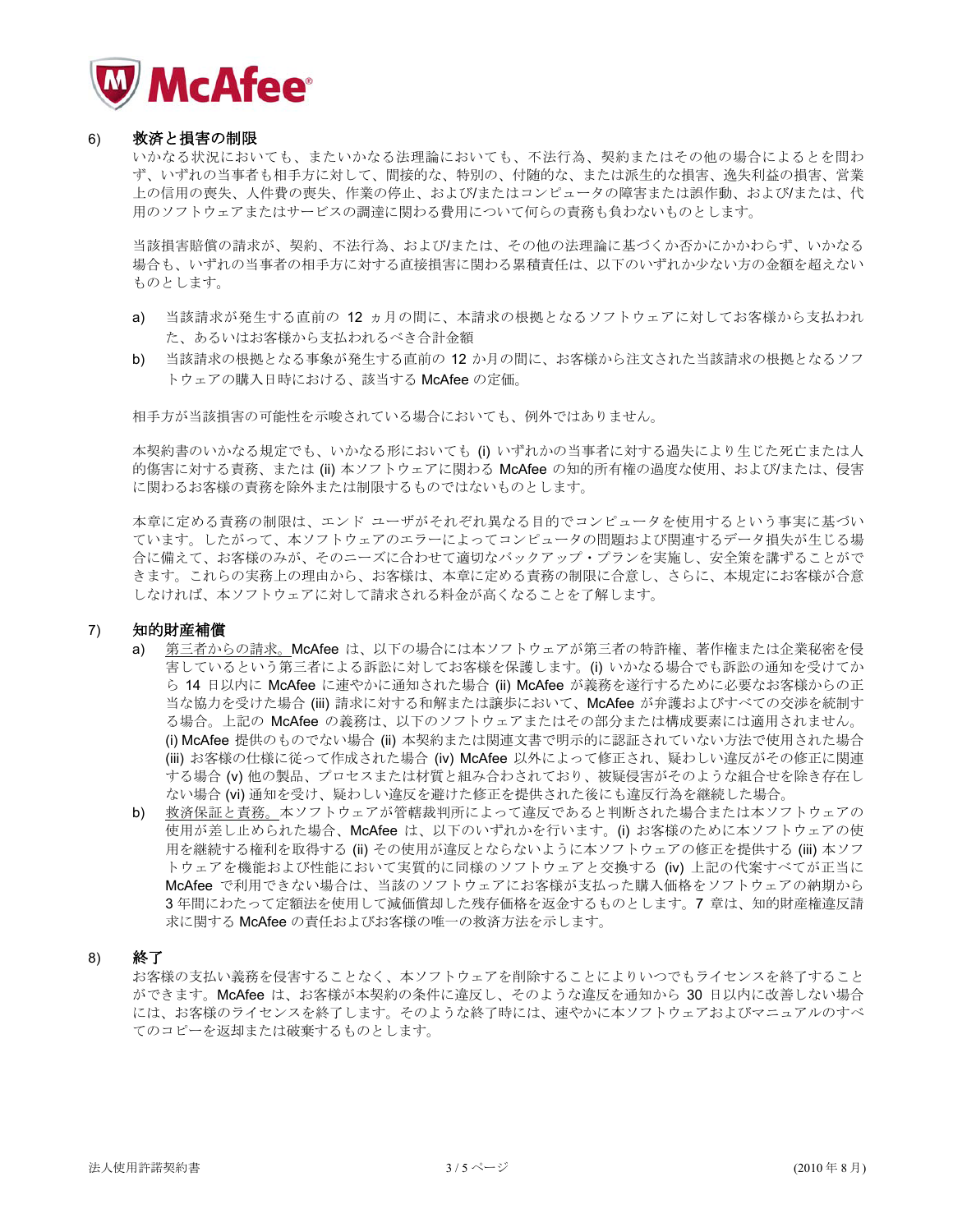## 6) 救済と損害の制限

いかなる状況においても、またいかなる法理論においても、不法行為、契約またはその他の場合によるとを問わず、いずれの当事者も相手方に対して、間接的な、特別の、付随的な、または派生的な損害、逸失利益の損害、営業上の信用の喪失、人件費の喪失、作業の停止、および/またはコンピュータの障害または誤作動、および/または、代用のソフトウェアまたはサービスの調達に関わる費用について何らの責務も負わないものとします。

当該損害賠償の請求が、契約、不法行為、および/または、その他の法理論に基づくか否かにかかわらず、いかなる場合も、いずれの当事者の相手方に対する直接損害に関わる累積責任は、以下のいずれか少ない方の金額を超えないものとします。

a) 当該請求が発生する直前の 12 ヵ月の間に、本請求の根拠となるソフトウェアに対してお客様から支払われた、あるいはお客様から支払われるべき合計金額

b) 当該請求の根拠となる事象が発生する直前の 12 か月の間に、お客様から注文された当該請求の根拠となるソフトウェアの購入日時における、該当する McAfee の定価。

相手方が当該損害の可能性を示唆されている場合においても、例外ではありません。

本契約書のいかなる規定でも、いかなる形においても (i) いずれかの当事者に対する過失により生じた死亡または人的傷害に対する責務、または (ii) 本ソフトウェアに関わる McAfee の知的所有権の過度な使用、および/または、侵害に関わるお客様の責務を除外または制限するものではないものとします。

本章に定める責務の制限は、エンド ユーザがそれぞれ異なる目的でコンピュータを使用するという事実に基づいています。したがって、本ソフトウェアのエラーによってコンピュータの問題および関連するデータ損失が生じる場合に備えて、お客様のみが、そのニーズに合わせて適切なバックアップ・プランを実施し、安全策を講ずることができます。これらの実務上の理由から、お客様は、本章に定める責務の制限に合意し、さらに、本規定にお客様が合意しなければ、本ソフトウェアに対して請求される料金が高くなることを了解します。

## 7) 知的財産補償

a) 第三者からの請求。McAfee は、以下の場合には本ソフトウェアが第三者の特許権、著作権または企業秘密を侵害しているという第三者による訴訟に対してお客様を保護します。(i) いかなる場合でも訴訟の通知を受けてから 14 日以内に McAfee に速やかに通知された場合 (ii) McAfee が義務を遂行するために必要なお客様からの正当な協力を受けた場合 (iii) 請求に対する和解または譲歩において、McAfee が弁護およびすべての交渉を統制する場合。上記の McAfee の義務は、以下のソフトウェアまたはその部分または構成要素には適用されません。(i) McAfee 提供のものでない場合 (ii) 本契約または関連文書で明示的に認証されていない方法で使用された場合 (iii) お客様の仕様に従って作成された場合 (iv) McAfee 以外によって修正され、疑わしい違反がその修正に関連する場合 (v) 他の製品、プロセスまたは材質と組み合わされており、被疑侵害がそのような組合せを除き存在しない場合 (vi) 通知を受け、疑わしい違反を避けた修正を提供された後にも違反行為を継続した場合。

b) 救済保証と責務。本ソフトウェアが管轄裁判所によって違反であると判断された場合または本ソフトウェアの使用が差し止められた場合、McAfee は、以下のいずれかを行います。(i) お客様のために本ソフトウェアの使用を継続する権利を取得する (ii) その使用が違反とならないように本ソフトウェアの修正を提供する (iii) 本ソフトウェアを機能および性能において実質的に同様のソフトウェアと交換する (iv) 上記の代案すべてが正当に McAfee で利用できない場合は、当該のソフトウェアにお客様が支払った購入価格をソフトウェアの納期から 3 年間にわたって定額法を使用して減価償却した残存価格を返金するものとします。7 章は、知的財産権違反請求に関する McAfee の責任およびお客様の唯一の救済方法を示します。

## 8) 終了

お客様の支払い義務を侵害することなく、本ソフトウェアを削除することによりいつでもライセンスを終了することができます。McAfee は、お客様が本契約の条件に違反し、そのような違反を通知から 30 日以内に改善しない場合には、お客様のライセンスを終了します。そのような終了時には、速やかに本ソフトウェアおよびマニュアルのすべてのコピーを返却または破棄するものとします。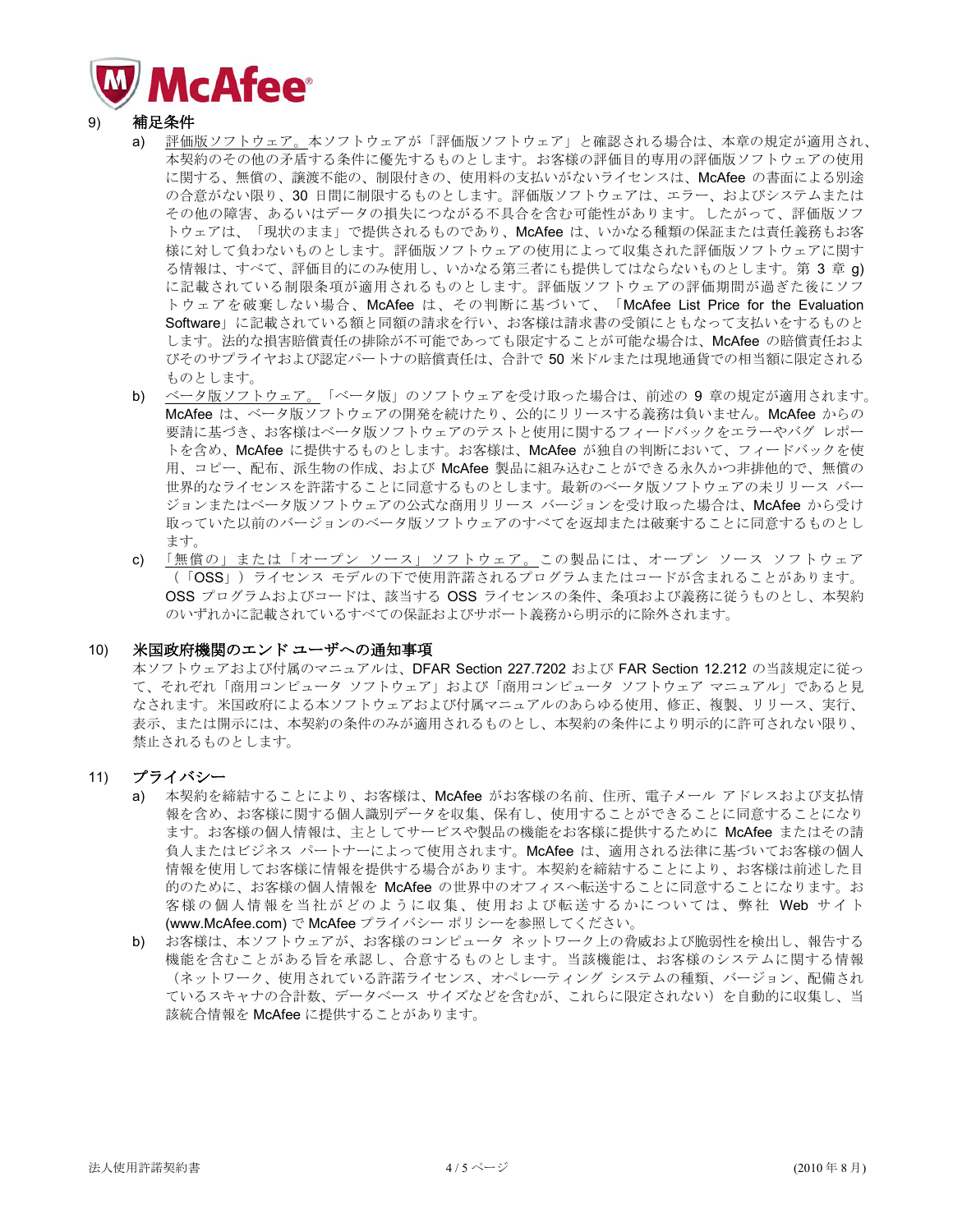## 9) 補足条件

a) 評価版ソフトウェア。本ソフトウェアが「評価版ソフトウェア」と確認される場合は、本章の規定が適用され、本契約のその他の矛盾する条件に優先するものとします。お客様の評価目的専用の評価版ソフトウェアの使用に関する、無償の、譲渡不能の、制限付きの、使用料の支払いがないライセンスは、McAfee の書面による別途の合意がない限り、30 日間に制限するものとします。評価版ソフトウェアは、エラー、およびシステムまたはその他の障害、あるいはデータの損失につながる不具合を含む可能性があります。したがって、評価版ソフトウェアは、「現状のまま」で提供されるものであり、McAfee は、いかなる種類の保証または責任義務もお客様に対して負わないものとします。評価版ソフトウェアの使用によって収集された評価版ソフトウェアに関する情報は、すべて、評価目的にのみ使用し、いかなる第三者にも提供してはならないものとします。第 3 章 g) に記載されている制限条項が適用されるものとします。評価版ソフトウェアの評価期間が過ぎた後にソフトウェアを破棄しない場合、McAfee は、その判断に基づいて、「McAfee List Price for the Evaluation Software」に記載されている額と同額の請求を行い、お客様は請求書の受領にともなって支払いをするものとします。法的な損害賠償責任の排除が不可能であっても限定することが可能な場合は、McAfee の賠償責任およびそのサプライヤおよび認定パートナの賠償責任は、合計で 50 米ドルまたは現地通貨での相当額に限定されるものとします。

b) ベータ版ソフトウェア。「ベータ版」のソフトウェアを受け取った場合は、前述の 9 章の規定が適用されます。McAfee は、ベータ版ソフトウェアの開発を続けたり、公的にリリースする義務は負いません。McAfee からの要請に基づき、お客様はベータ版ソフトウェアのテストと使用に関するフィードバックをエラーやバグ レポートを含め、McAfee に提供するものとします。お客様は、McAfee が独自の判断において、フィードバックを使用、コピー、配布、派生物の作成、および McAfee 製品に組み込むことができる永久かつ非排他的で、無償の世界的なライセンスを許諾することに同意するものとします。最新のベータ版ソフトウェアの末リリース バージョンまたはベータ版ソフトウェアの公式な商用リリース バージョンを受け取った場合は、McAfee から受け取っていた以前のバージョンのベータ版ソフトウェアのすべてを返却または破棄することに同意するものとします。

c) 「無償の」または「オープン ソース」ソフトウェア。この製品には、オープン ソース ソフトウェア（「OSS」）ライセンス モデルの下で使用許諾されるプログラムまたはコードが含まれることがあります。OSS プログラムおよびコードは、該当する OSS ライセンスの条件、条項および義務に従うものとし、本契約のいずれかに記載されているすべての保証およびサポート義務から明示的に除外されます。

## 10) 米国政府機関のエンド ユーザへの通知事項

本ソフトウェアおよび付属のマニュアルは、DFAR Section 227.7202 および FAR Section 12.212 の当該規定に従って、それぞれ「商用コンピュータ ソフトウェア」および「商用コンピュータ ソフトウェア マニュアル」であると見なされます。米国政府による本ソフトウェアおよび付属マニュアルのあらゆる使用、修正、複製、リリース、実行、表示、または開示には、本契約の条件のみが適用されるものとし、本契約の条件により明示的に許可されない限り、禁止されるものとします。

## 11) プライバシー

a) 本契約を締結することにより、お客様は、McAfee がお客様の名前、住所、電子メール アドレスおよび支払情報を含め、お客様に関する個人識別データを収集、保有し、使用することができることに同意することになります。お客様の個人情報は、主としてサービスや製品の機能をお客様に提供するために McAfee またはその請負人またはビジネス パートナーによって使用されます。McAfee は、適用される法律に基づいてお客様の個人情報を使用してお客様に情報を提供する場合があります。本契約を締結することにより、お客様は前述した目的のために、お客様の個人情報を McAfee の世界中のオフィスへ転送することに同意することになります。お客様の個人情報を当社がどのように収集、使用および転送するかについては、弊社 Web サイト (www.McAfee.com) で McAfee プライバシー ポリシーを参照してください。

b) お客様は、本ソフトウェアが、お客様のコンピュータ ネットワーク上の脅威および脆弱性を検出し、報告する機能を含むことがある旨を承認し、合意するものとします。当該機能は、お客様のシステムに関する情報（ネットワーク、使用されている許諾ライセンス、オペレーティング システムの種類、バージョン、配備されているスキャナの合計数、データベース サイズなどを含むが、これらに限定されない）を自動的に収集し、当該統合情報を McAfee に提供することがあります。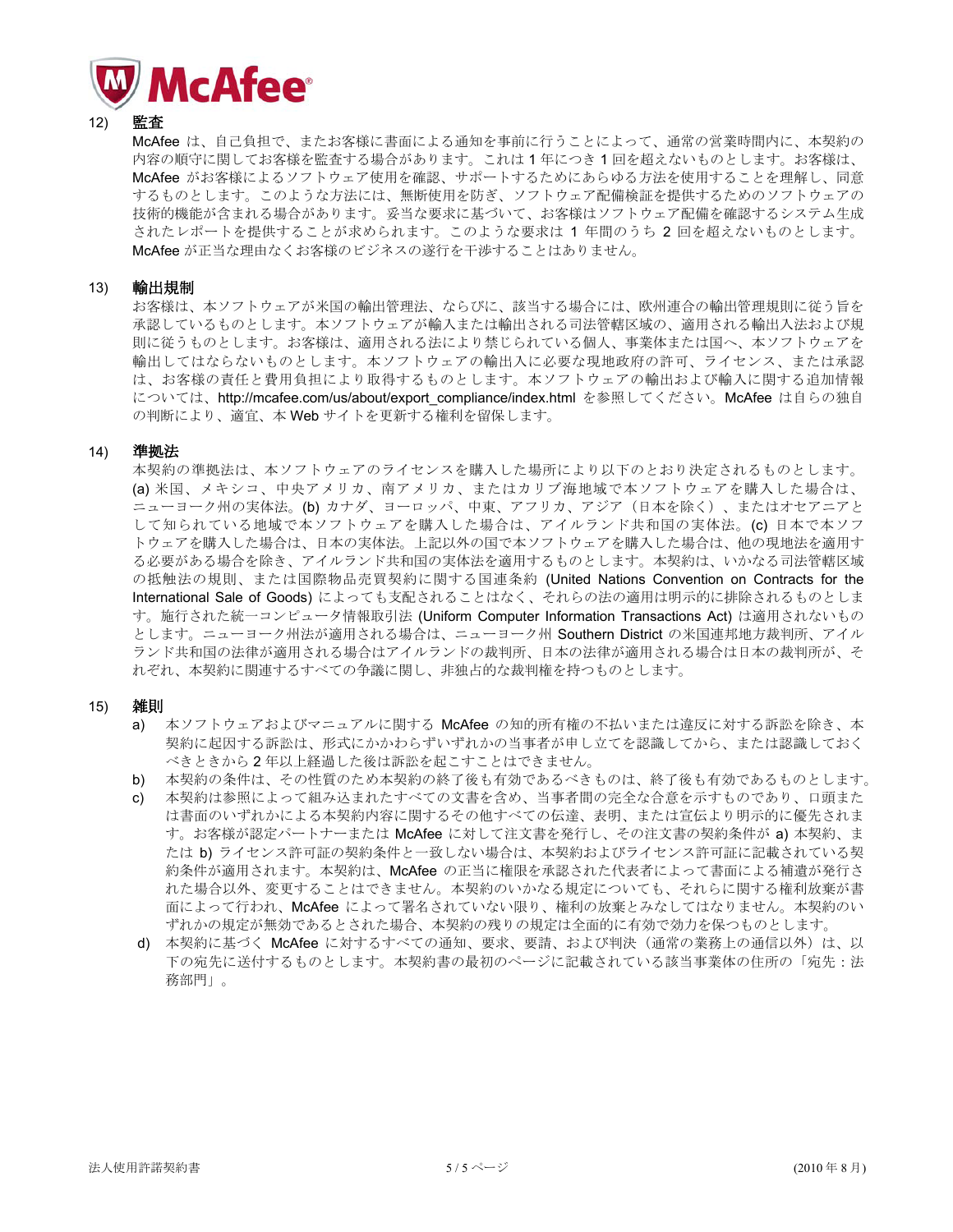12) **監査**

McAfee は、自己負担で、またお客様に書面による通知を事前に行うことによって、通常の営業時間内に、本契約の内容の順守に関してお客様を監査する場合があります。これは 1 年につき 1 回を超えないものとします。お客様は、McAfee がお客様によるソフトウェア使用を確認、サポートするためにあらゆる方法を使用することを理解し、同意するものとします。このような方法には、無断使用を防ぎ、ソフトウェア配備検証を提供するためのソフトウェアの技術的機能が含まれる場合があります。妥当な要求に基づいて、お客様はソフトウェア配備を確認するシステム生成されたレポートを提供することが求められます。このような要求は 1 年間のうち 2 回を超えないものとします。McAfee が正当な理由なくお客様のビジネスの遂行を干渉することはありません。

13) **輸出規制**

お客様は、本ソフトウェアが米国の輸出管理法、ならびに、該当する場合には、欧州連合の輸出管理規則に従う旨を承認しているものとします。本ソフトウェアが輸入または輸出される司法管轄区域の、適用される輸出入法および規則に従うものとします。お客様は、適用される法により禁じられている個人、事業体または国へ、本ソフトウェアを輸出してはならないものとします。本ソフトウェアの輸出入に必要な現地政府の許可、ライセンス、または承認は、お客様の責任と費用負担により取得するものとします。本ソフトウェアの輸出および輸入に関する追加情報については、http://mcafee.com/us/about/export_compliance/index.html を参照してください。McAfee は自らの独自の判断により、適宜、本 Web サイトを更新する権利を留保します。

14) **準拠法**

本契約の準拠法は、本ソフトウェアのライセンスを購入した場所により以下のとおり決定されるものとします。(a) 米国、メキシコ、中央アメリカ、南アメリカ、またはカリブ海地域で本ソフトウェアを購入した場合は、ニューヨーク州の実体法。(b) カナダ、ヨーロッパ、中東、アフリカ、アジア（日本を除く）、またはオセアニアとして知られている地域で本ソフトウェアを購入した場合は、アイルランド共和国の実体法。(c) 日本で本ソフトウェアを購入した場合は、日本の実体法。上記以外の国で本ソフトウェアを購入した場合は、他の現地法を適用する必要がある場合を除き、アイルランド共和国の実体法を適用するものとします。本契約は、いかなる司法管轄区域の抵触法の規則、または国際物品売買契約に関する国連条約 (United Nations Convention on Contracts for the International Sale of Goods) によっても支配されることはなく、それらの法の適用は明示的に排除されるものとします。施行された統一コンピュータ情報取引法 (Uniform Computer Information Transactions Act) は適用されないものとします。ニューヨーク州法が適用される場合は、ニューヨーク州 Southern District の米国連邦地方裁判所、アイルランド共和国の法律が適用される場合はアイルランドの裁判所、日本の法律が適用される場合は日本の裁判所が、それぞれ、本契約に関連するすべての争議に関し、非独占的な裁判権を持つものとします。

15) **雑則**

a) 本ソフトウェアおよびマニュアルに関する McAfee の知的所有権の不払いまたは違反に対する訴訟を除き、本契約に起因する訴訟は、形式にかかわらずいずれかの当事者が申し立てを認識してから、または認識しておくべきときから 2 年以上経過した後は訴訟を起こすことはできません。

b) 本契約の条件は、その性質のため本契約の終了後も有効であるべきものは、終了後も有効であるものとします。

c) 本契約は参照によって組み込まれたすべての文書を含め、当事者間の完全な合意を示すものであり、口頭または書面のいずれかによる本契約内容に関するその他すべての伝達、表明、または宣伝より明示的に優先されます。お客様が認定パートナーまたは McAfee に対して注文書を発行し、その注文書の契約条件が a) 本契約、または b) ライセンス許可証の契約条件と一致しない場合は、本契約およびライセンス許可証に記載されている契約条件が適用されます。本契約は、McAfee の正当に権限を承認された代表者によって書面による補遺が発行された場合以外、変更することはできません。本契約のいかなる規定についても、それらに関する権利放棄が書面によって行われ、McAfee によって署名されていない限り、権利の放棄とみなしてはなりません。本契約のいずれかの規定が無効であるとされた場合、本契約の残りの規定は全面的に有効で効力を保つものとします。

d) 本契約に基づく McAfee に対するすべての通知、要求、要請、および判決（通常の業務上の通信以外）は、以下の宛先に送付するものとします。本契約書の最初のページに記載されている該当事業体の住所の「宛先：法務部門」。